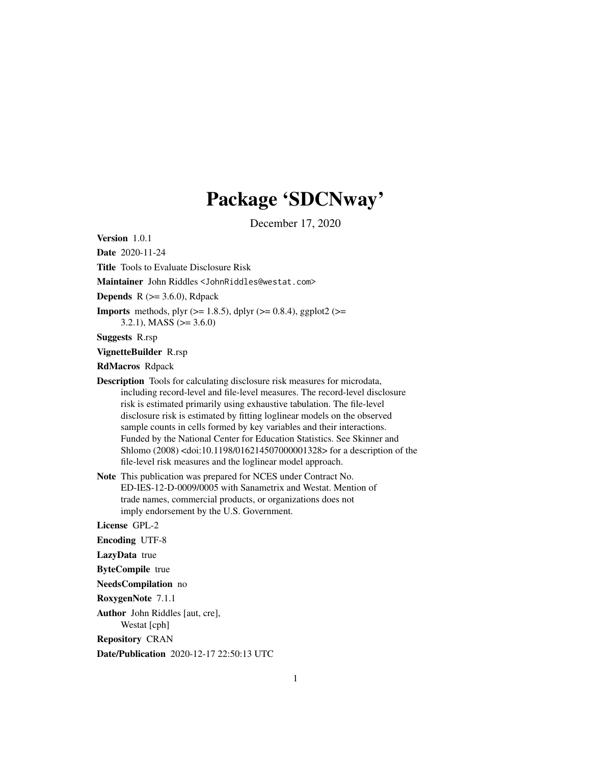# Package 'SDCNway'

December 17, 2020

**Version** 1.0.1

**Date** 2020-11-24

**Title** Tools to Evaluate Disclosure Risk

**Maintainer** John Riddles <JohnRiddles@westat.com>

**Depends** R (>= 3.6.0), Rdpack

**Imports** methods, plyr (>= 1.8.5), dplyr (>= 0.8.4), ggplot2 (>= 3.2.1), MASS (>= 3.6.0)

**Suggests** R.rsp

**VignetteBuilder** R.rsp

**RdMacros** Rdpack

**Description** Tools for calculating disclosure risk measures for microdata, including record-level and file-level measures. The record-level disclosure risk is estimated primarily using exhaustive tabulation. The file-level disclosure risk is estimated by fitting loglinear models on the observed sample counts in cells formed by key variables and their interactions. Funded by the National Center for Education Statistics. See Skinner and Shlomo (2008) <doi:10.1198/016214507000001328> for a description of the file-level risk measures and the loglinear model approach.

**Note** This publication was prepared for NCES under Contract No. ED-IES-12-D-0009/0005 with Sanametrix and Westat. Mention of trade names, commercial products, or organizations does not imply endorsement by the U.S. Government.

**License** GPL-2

**Encoding** UTF-8

**LazyData** true

**ByteCompile** true

**NeedsCompilation** no

**RoxygenNote** 7.1.1

**Author** John Riddles [aut, cre], Westat [cph]

**Repository** CRAN

**Date/Publication** 2020-12-17 22:50:13 UTC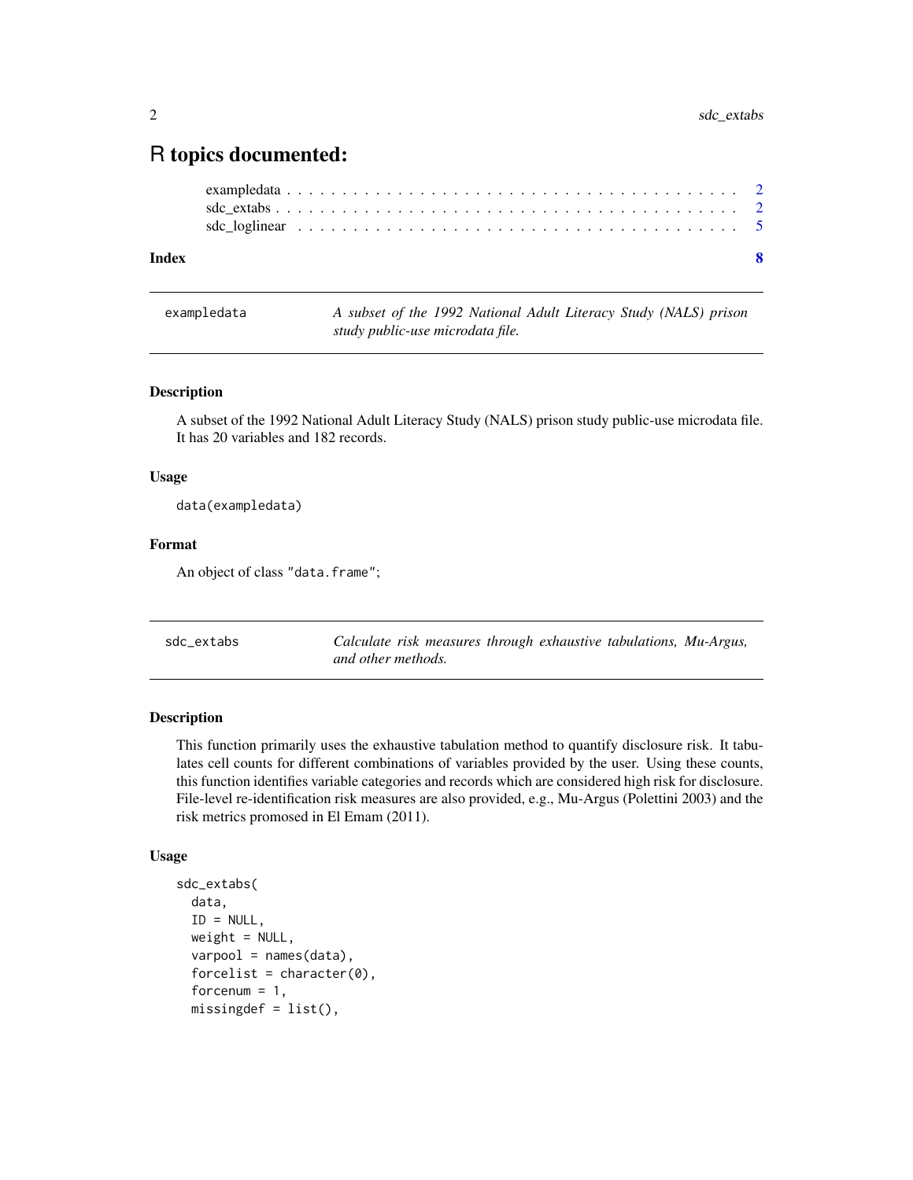# R topics documented:

exampledata . . . . . . . . . . . . . . . . . . . . . . . . . . . . . . . . . . . . . . . 2
sdc_extabs . . . . . . . . . . . . . . . . . . . . . . . . . . . . . . . . . . . . . . . 2
sdc_loglinear . . . . . . . . . . . . . . . . . . . . . . . . . . . . . . . . . . . . . . 5

**Index** **8**

---

## exampledata — *A subset of the 1992 National Adult Literacy Study (NALS) prison study public-use microdata file.*

### Description

A subset of the 1992 National Adult Literacy Study (NALS) prison study public-use microdata file. It has 20 variables and 182 records.

### Usage

```
data(exampledata)
```

### Format

An object of class "data.frame";

---

## sdc_extabs — *Calculate risk measures through exhaustive tabulations, Mu-Argus, and other methods.*

### Description

This function primarily uses the exhaustive tabulation method to quantify disclosure risk. It tabulates cell counts for different combinations of variables provided by the user. Using these counts, this function identifies variable categories and records which are considered high risk for disclosure. File-level re-identification risk measures are also provided, e.g., Mu-Argus (Polettini 2003) and the risk metrics promosed in El Emam (2011).

### Usage

```
sdc_extabs(
  data,
  ID = NULL,
  weight = NULL,
  varpool = names(data),
  forcelist = character(0),
  forcenum = 1,
  missingdef = list(),
```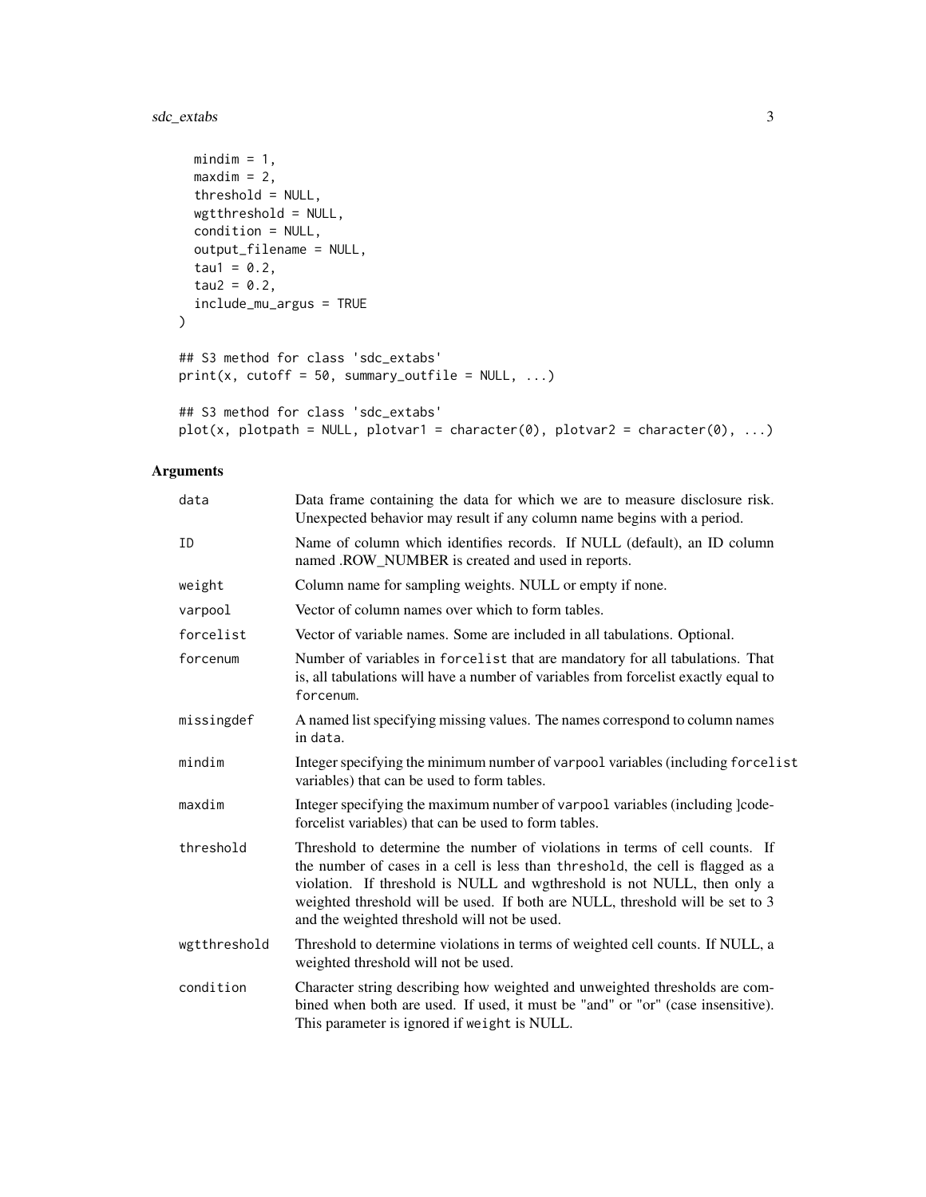```
  mindim = 1,
  maxdim = 2,
  threshold = NULL,
  wgtthreshold = NULL,
  condition = NULL,
  output_filename = NULL,
  tau1 = 0.2,
  tau2 = 0.2,
  include_mu_argus = TRUE
)

## S3 method for class 'sdc_extabs'
print(x, cutoff = 50, summary_outfile = NULL, ...)

## S3 method for class 'sdc_extabs'
plot(x, plotpath = NULL, plotvar1 = character(0), plotvar2 = character(0), ...)
```

## Arguments

| | |
|---|---|
| data | Data frame containing the data for which we are to measure disclosure risk. Unexpected behavior may result if any column name begins with a period. |
| ID | Name of column which identifies records. If NULL (default), an ID column named .ROW_NUMBER is created and used in reports. |
| weight | Column name for sampling weights. NULL or empty if none. |
| varpool | Vector of column names over which to form tables. |
| forcelist | Vector of variable names. Some are included in all tabulations. Optional. |
| forcenum | Number of variables in `forcelist` that are mandatory for all tabulations. That is, all tabulations will have a number of variables from forcelist exactly equal to `forcenum`. |
| missingdef | A named list specifying missing values. The names correspond to column names in `data`. |
| mindim | Integer specifying the minimum number of `varpool` variables (including `forcelist` variables) that can be used to form tables. |
| maxdim | Integer specifying the maximum number of `varpool` variables (including ]code-forcelist variables) that can be used to form tables. |
| threshold | Threshold to determine the number of violations in terms of cell counts. If the number of cases in a cell is less than `threshold`, the cell is flagged as a violation. If threshold is NULL and wgthreshold is not NULL, then only a weighted threshold will be used. If both are NULL, threshold will be set to 3 and the weighted threshold will not be used. |
| wgtthreshold | Threshold to determine violations in terms of weighted cell counts. If NULL, a weighted threshold will not be used. |
| condition | Character string describing how weighted and unweighted thresholds are combined when both are used. If used, it must be "and" or "or" (case insensitive). This parameter is ignored if `weight` is NULL. |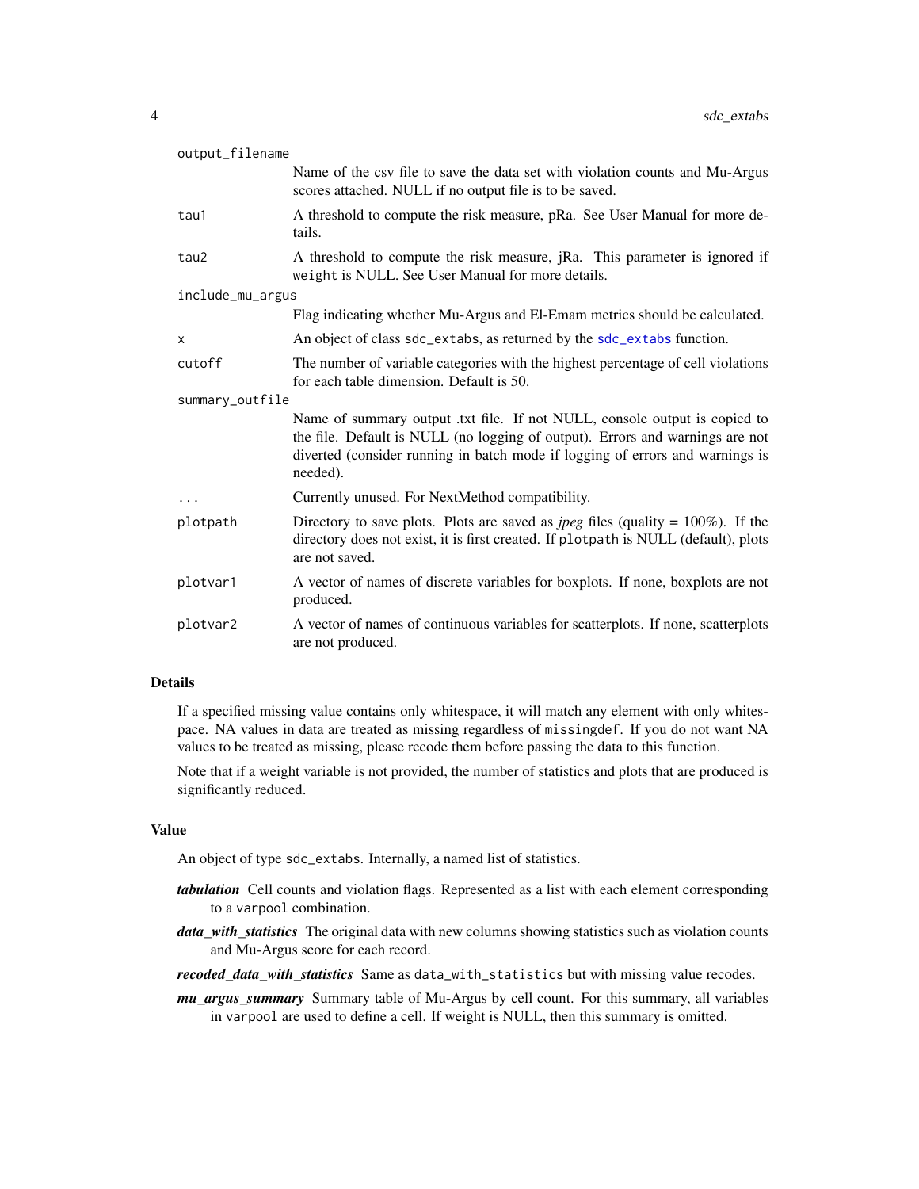| | |
|---|---|
| `output_filename` | Name of the csv file to save the data set with violation counts and Mu-Argus scores attached. NULL if no output file is to be saved. |
| `tau1` | A threshold to compute the risk measure, pRa. See User Manual for more details. |
| `tau2` | A threshold to compute the risk measure, jRa. This parameter is ignored if `weight` is NULL. See User Manual for more details. |
| `include_mu_argus` | Flag indicating whether Mu-Argus and El-Emam metrics should be calculated. |
| `x` | An object of class `sdc_extabs`, as returned by the `sdc_extabs` function. |
| `cutoff` | The number of variable categories with the highest percentage of cell violations for each table dimension. Default is 50. |
| `summary_outfile` | Name of summary output .txt file. If not NULL, console output is copied to the file. Default is NULL (no logging of output). Errors and warnings are not diverted (consider running in batch mode if logging of errors and warnings is needed). |
| `...` | Currently unused. For NextMethod compatibility. |
| `plotpath` | Directory to save plots. Plots are saved as *jpeg* files (quality = 100%). If the directory does not exist, it is first created. If `plotpath` is NULL (default), plots are not saved. |
| `plotvar1` | A vector of names of discrete variables for boxplots. If none, boxplots are not produced. |
| `plotvar2` | A vector of names of continuous variables for scatterplots. If none, scatterplots are not produced. |

## Details

If a specified missing value contains only whitespace, it will match any element with only whitespace. NA values in data are treated as missing regardless of `missingdef`. If you do not want NA values to be treated as missing, please recode them before passing the data to this function.

Note that if a weight variable is not provided, the number of statistics and plots that are produced is significantly reduced.

## Value

An object of type `sdc_extabs`. Internally, a named list of statistics.

- ***tabulation*** Cell counts and violation flags. Represented as a list with each element corresponding to a `varpool` combination.
- ***data_with_statistics*** The original data with new columns showing statistics such as violation counts and Mu-Argus score for each record.
- ***recoded_data_with_statistics*** Same as `data_with_statistics` but with missing value recodes.
- ***mu_argus_summary*** Summary table of Mu-Argus by cell count. For this summary, all variables in `varpool` are used to define a cell. If weight is NULL, then this summary is omitted.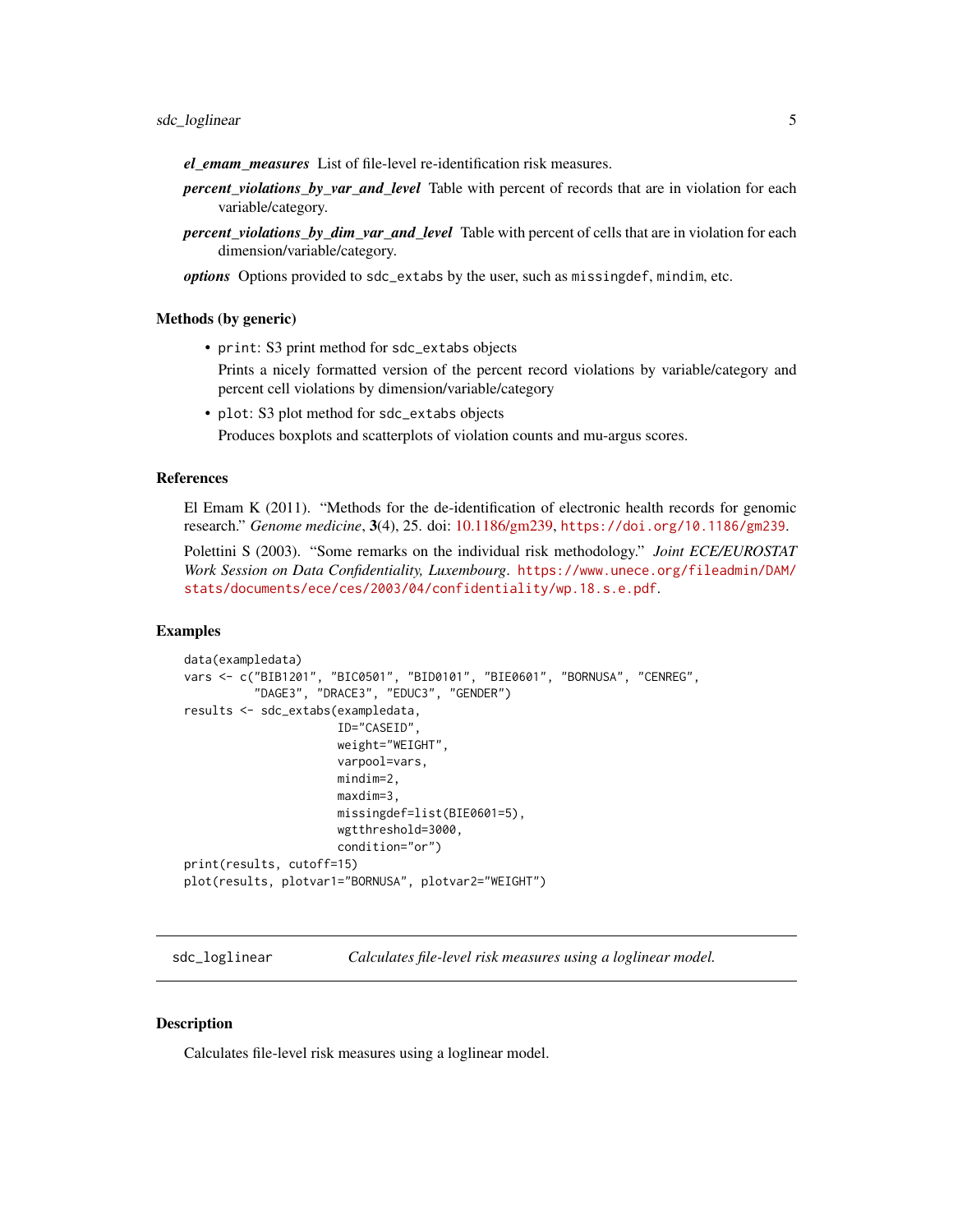***el_emam_measures*** List of file-level re-identification risk measures.

***percent_violations_by_var_and_level*** Table with percent of records that are in violation for each variable/category.

***percent_violations_by_dim_var_and_level*** Table with percent of cells that are in violation for each dimension/variable/category.

***options*** Options provided to `sdc_extabs` by the user, such as `missingdef`, `mindim`, etc.

### Methods (by generic)

- `print`: S3 print method for `sdc_extabs` objects

  Prints a nicely formatted version of the percent record violations by variable/category and percent cell violations by dimension/variable/category

- `plot`: S3 plot method for `sdc_extabs` objects

  Produces boxplots and scatterplots of violation counts and mu-argus scores.

### References

El Emam K (2011). "Methods for the de-identification of electronic health records for genomic research." *Genome medicine*, **3**(4), 25. doi: 10.1186/gm239, https://doi.org/10.1186/gm239.

Polettini S (2003). "Some remarks on the individual risk methodology." *Joint ECE/EUROSTAT Work Session on Data Confidentiality, Luxembourg*. https://www.unece.org/fileadmin/DAM/stats/documents/ece/ces/2003/04/confidentiality/wp.18.s.e.pdf.

### Examples

```
data(exampledata)
vars <- c("BIB1201", "BIC0501", "BID0101", "BIE0601", "BORNUSA", "CENREG",
          "DAGE3", "DRACE3", "EDUC3", "GENDER")
results <- sdc_extabs(exampledata,
                      ID="CASEID",
                      weight="WEIGHT",
                      varpool=vars,
                      mindim=2,
                      maxdim=3,
                      missingdef=list(BIE0601=5),
                      wgtthreshold=3000,
                      condition="or")
print(results, cutoff=15)
plot(results, plotvar1="BORNUSA", plotvar2="WEIGHT")
```

---

## sdc_loglinear *Calculates file-level risk measures using a loglinear model.*

---

### Description

Calculates file-level risk measures using a loglinear model.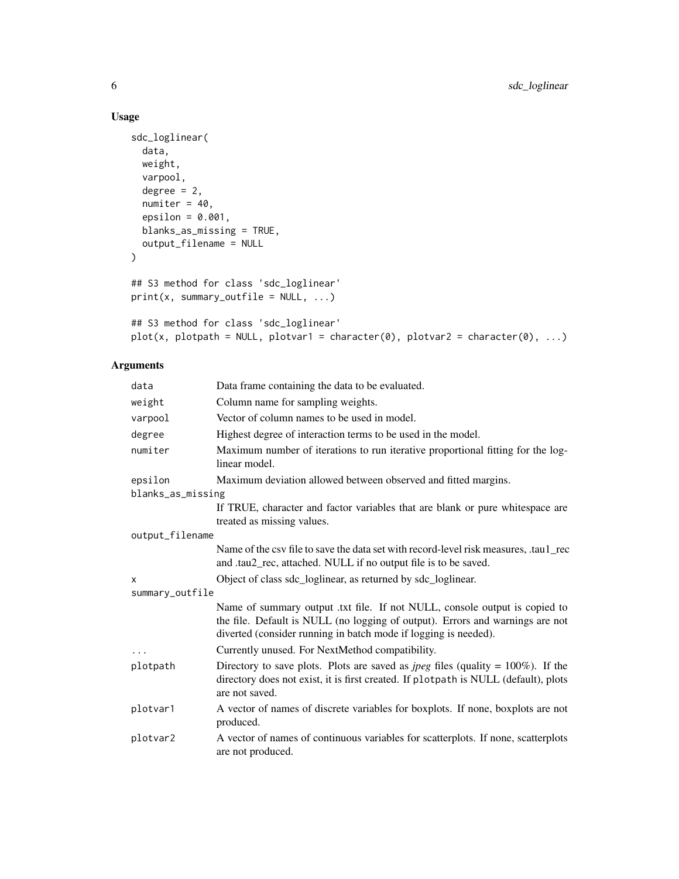## Usage

```
sdc_loglinear(
  data,
  weight,
  varpool,
  degree = 2,
  numiter = 40,
  epsilon = 0.001,
  blanks_as_missing = TRUE,
  output_filename = NULL
)

## S3 method for class 'sdc_loglinear'
print(x, summary_outfile = NULL, ...)

## S3 method for class 'sdc_loglinear'
plot(x, plotpath = NULL, plotvar1 = character(0), plotvar2 = character(0), ...)
```

## Arguments

| Argument | Description |
|---|---|
| `data` | Data frame containing the data to be evaluated. |
| `weight` | Column name for sampling weights. |
| `varpool` | Vector of column names to be used in model. |
| `degree` | Highest degree of interaction terms to be used in the model. |
| `numiter` | Maximum number of iterations to run iterative proportional fitting for the log-linear model. |
| `epsilon` | Maximum deviation allowed between observed and fitted margins. |
| `blanks_as_missing` | If TRUE, character and factor variables that are blank or pure whitespace are treated as missing values. |
| `output_filename` | Name of the csv file to save the data set with record-level risk measures, .tau1_rec and .tau2_rec, attached. NULL if no output file is to be saved. |
| `x` | Object of class sdc_loglinear, as returned by sdc_loglinear. |
| `summary_outfile` | Name of summary output .txt file. If not NULL, console output is copied to the file. Default is NULL (no logging of output). Errors and warnings are not diverted (consider running in batch mode if logging is needed). |
| `...` | Currently unused. For NextMethod compatibility. |
| `plotpath` | Directory to save plots. Plots are saved as *jpeg* files (quality = 100%). If the directory does not exist, it is first created. If `plotpath` is NULL (default), plots are not saved. |
| `plotvar1` | A vector of names of discrete variables for boxplots. If none, boxplots are not produced. |
| `plotvar2` | A vector of names of continuous variables for scatterplots. If none, scatterplots are not produced. |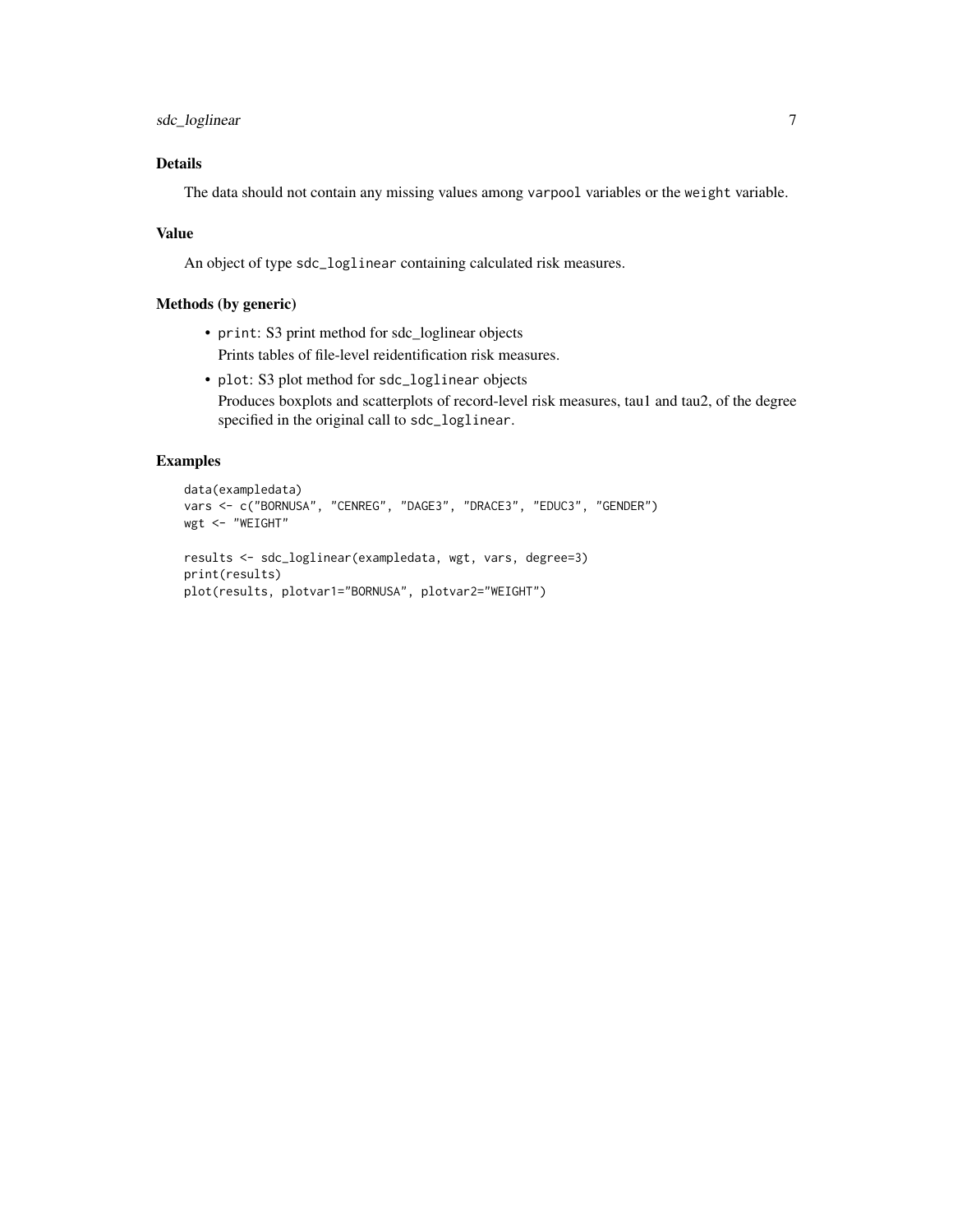## Details

The data should not contain any missing values among `varpool` variables or the `weight` variable.

## Value

An object of type `sdc_loglinear` containing calculated risk measures.

## Methods (by generic)

- `print`: S3 print method for sdc_loglinear objects
  Prints tables of file-level reidentification risk measures.
- `plot`: S3 plot method for `sdc_loglinear` objects
  Produces boxplots and scatterplots of record-level risk measures, tau1 and tau2, of the degree specified in the original call to `sdc_loglinear`.

## Examples

```
data(exampledata)
vars <- c("BORNUSA", "CENREG", "DAGE3", "DRACE3", "EDUC3", "GENDER")
wgt <- "WEIGHT"

results <- sdc_loglinear(exampledata, wgt, vars, degree=3)
print(results)
plot(results, plotvar1="BORNUSA", plotvar2="WEIGHT")
```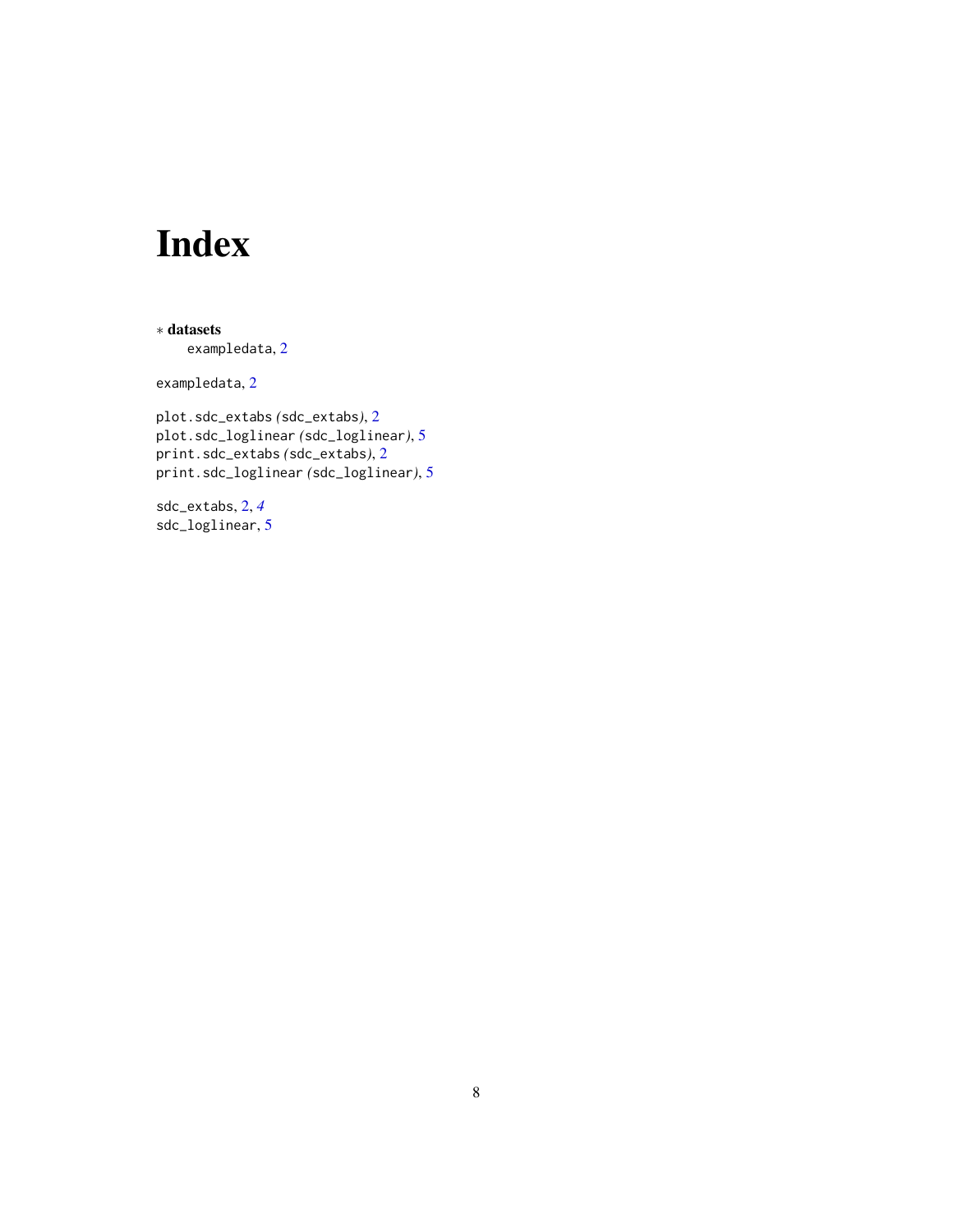# Index

∗ **datasets**

    exampledata, 2

exampledata, 2

plot.sdc_extabs (sdc_extabs), 2
plot.sdc_loglinear (sdc_loglinear), 5
print.sdc_extabs (sdc_extabs), 2
print.sdc_loglinear (sdc_loglinear), 5

sdc_extabs, 2, *4*
sdc_loglinear, 5